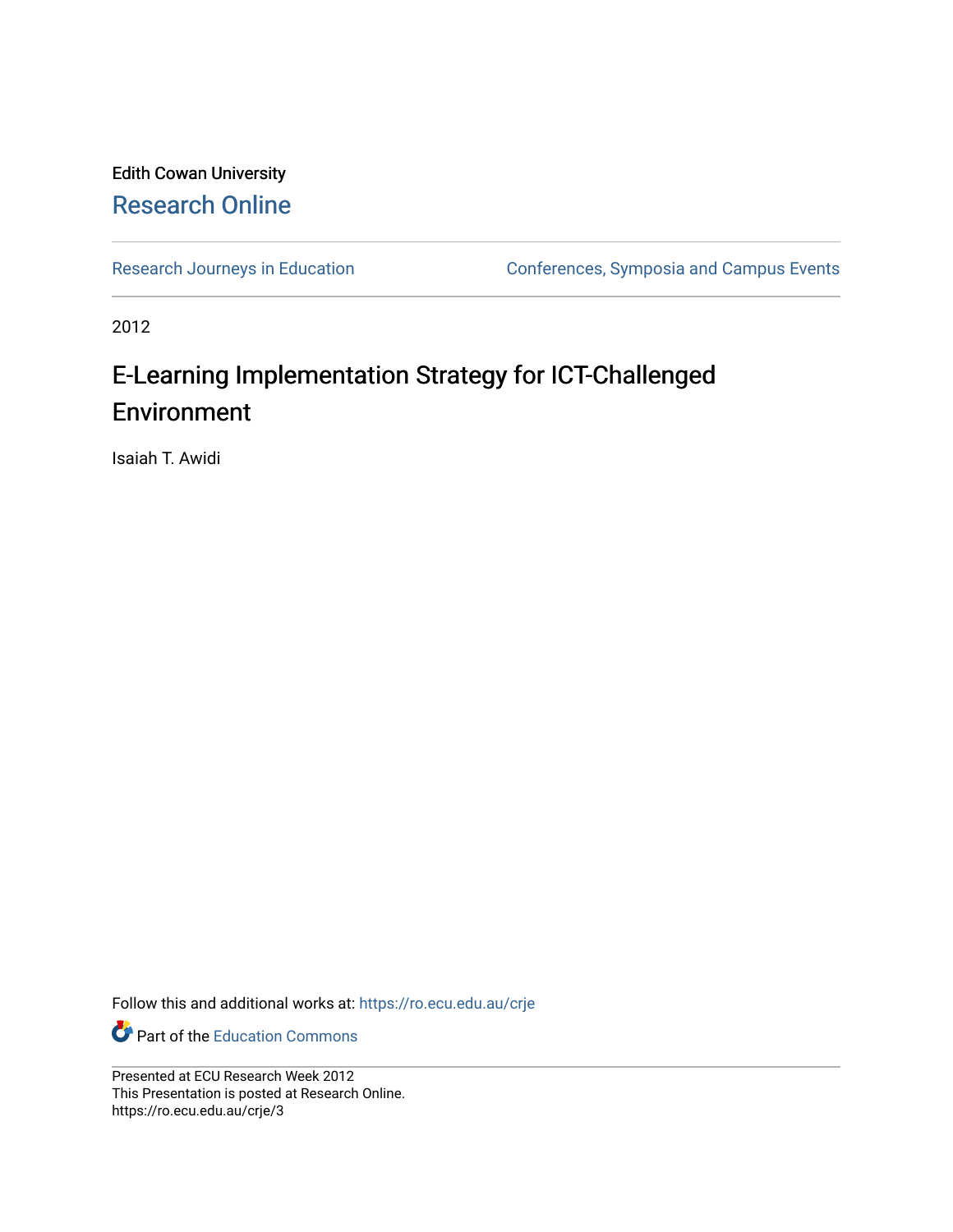Edith Cowan University

# Research Online

Research Journeys in Education

Conferences, Symposia and Campus Events

2012

# E-Learning Implementation Strategy for ICT-Challenged Environment

Isaiah T. Awidi

Follow this and additional works at: https://ro.ecu.edu.au/crje

Part of the Education Commons

Presented at ECU Research Week 2012
This Presentation is posted at Research Online.
https://ro.ecu.edu.au/crje/3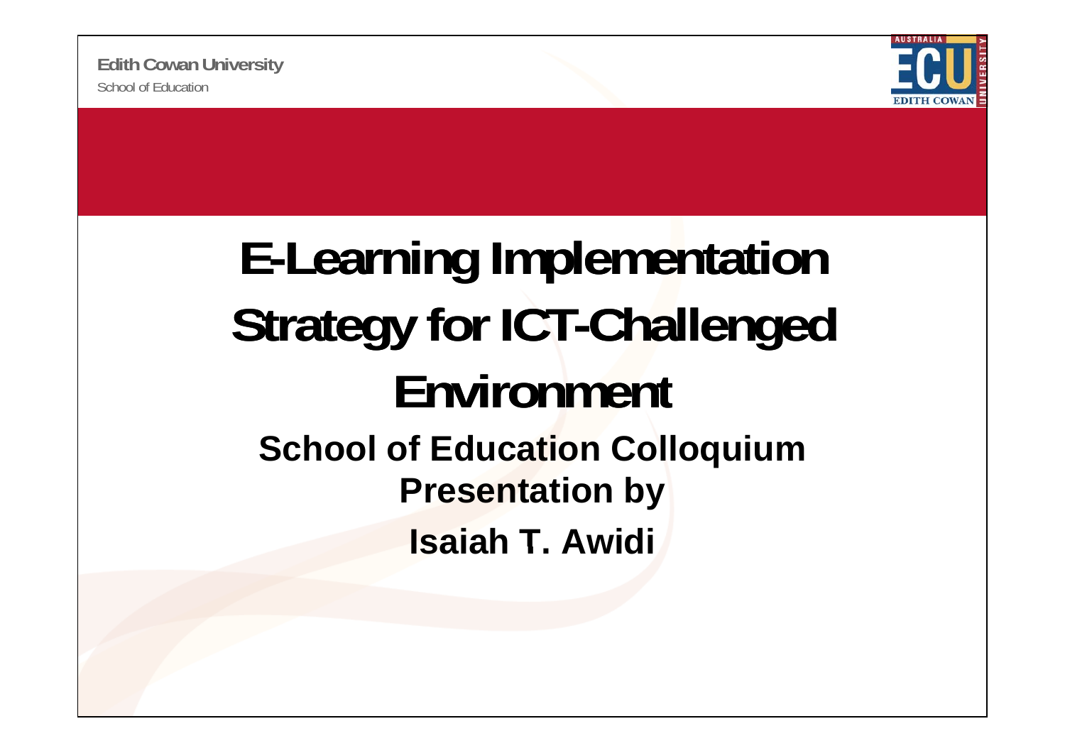Edith Cowan University

School of Education

# E-Learning Implementation Strategy for ICT-Challenged Environment

## School of Education Colloquium

## Presentation by

## Isaiah T. Awidi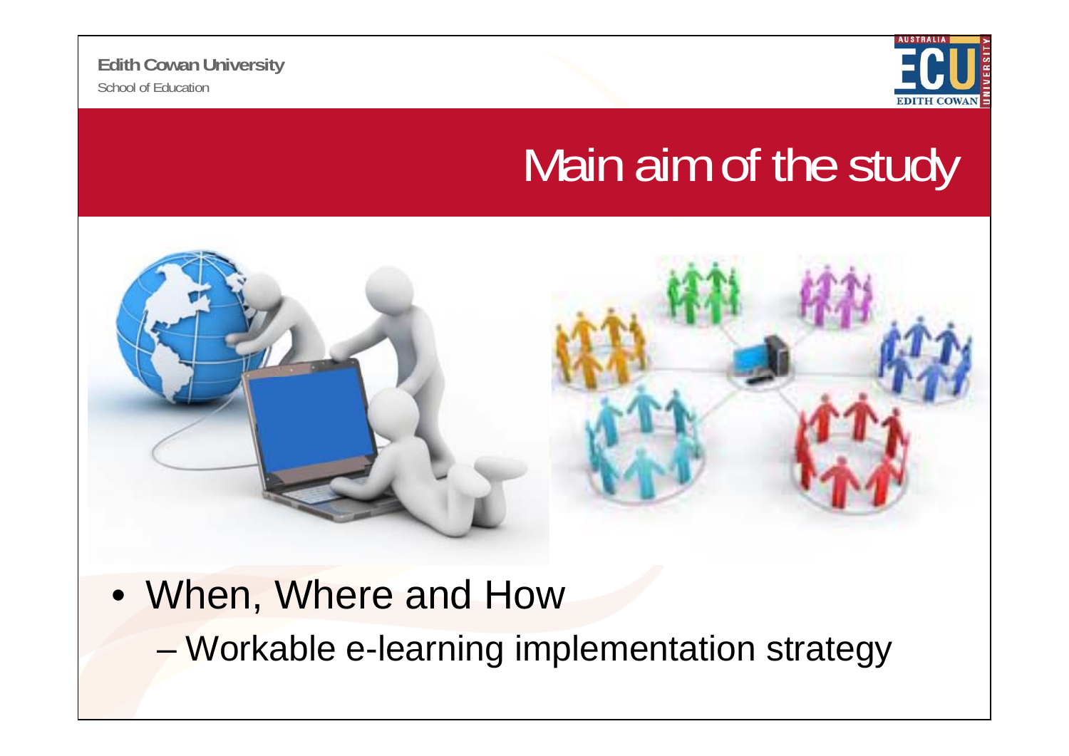# Main aim of the study

- When, Where and How
  - Workable e-learning implementation strategy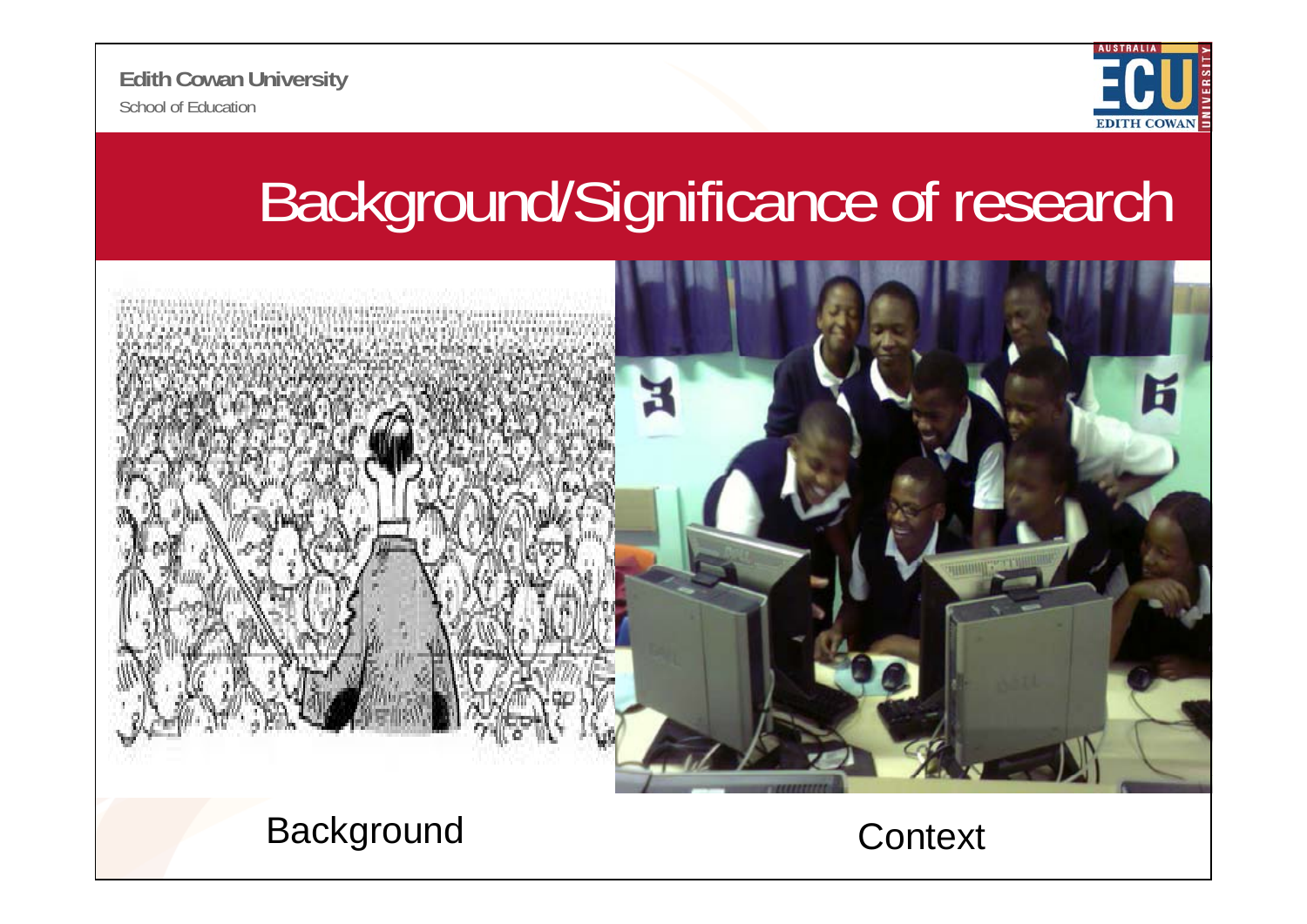# Background/Significance of research

Background

Context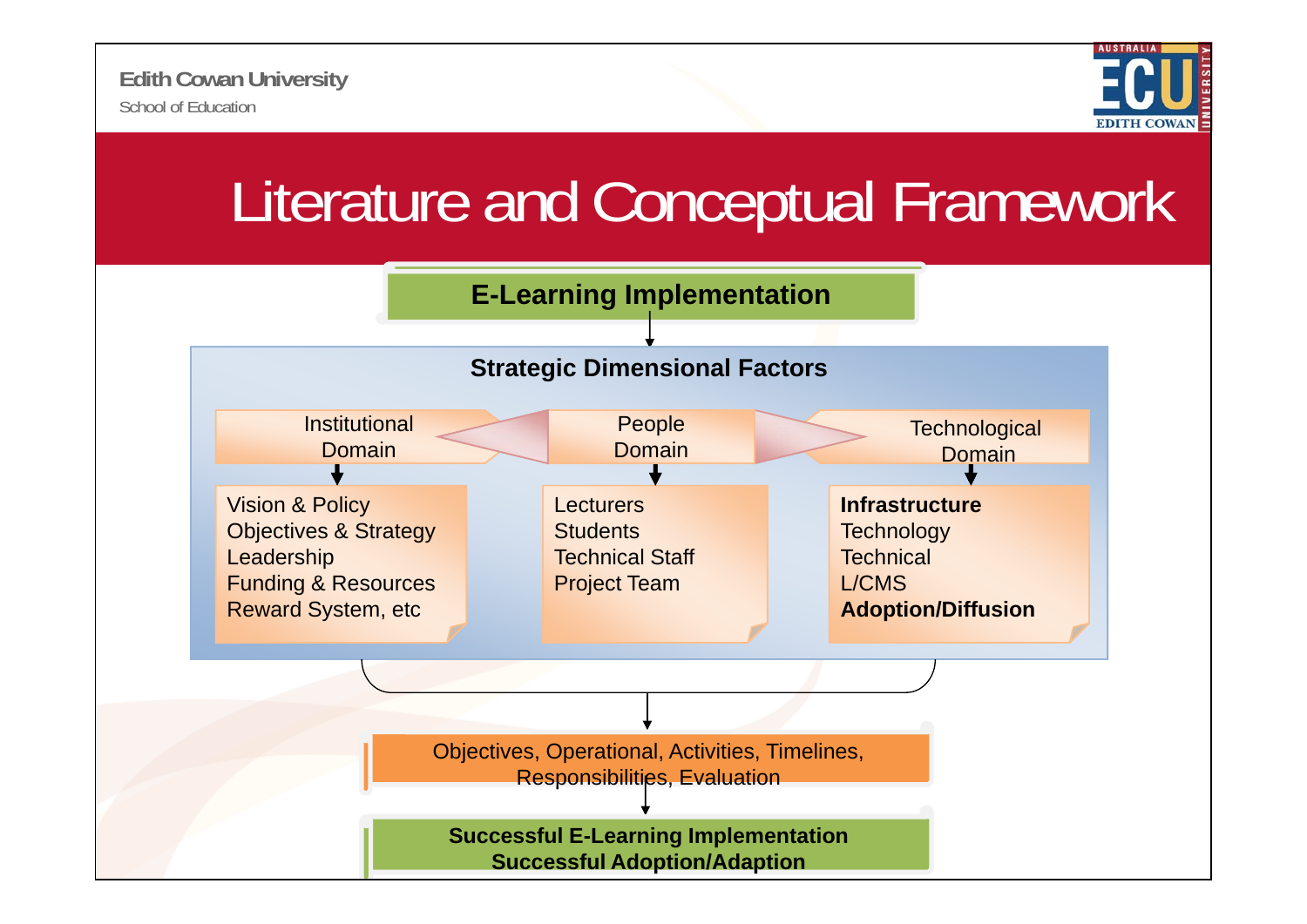Edith Cowan University

School of Education

# Literature and Conceptual Framework

**E-Learning Implementation**

**Strategic Dimensional Factors**

Institutional Domain

- Vision & Policy
- Objectives & Strategy
- Leadership
- Funding & Resources
- Reward System, etc

People Domain

- Lecturers
- Students
- Technical Staff
- Project Team

Technological Domain

- **Infrastructure**
- Technology
- Technical
- L/CMS
- **Adoption/Diffusion**

Objectives, Operational, Activities, Timelines, Responsibilities, Evaluation

**Successful E-Learning Implementation**
**Successful Adoption/Adaption**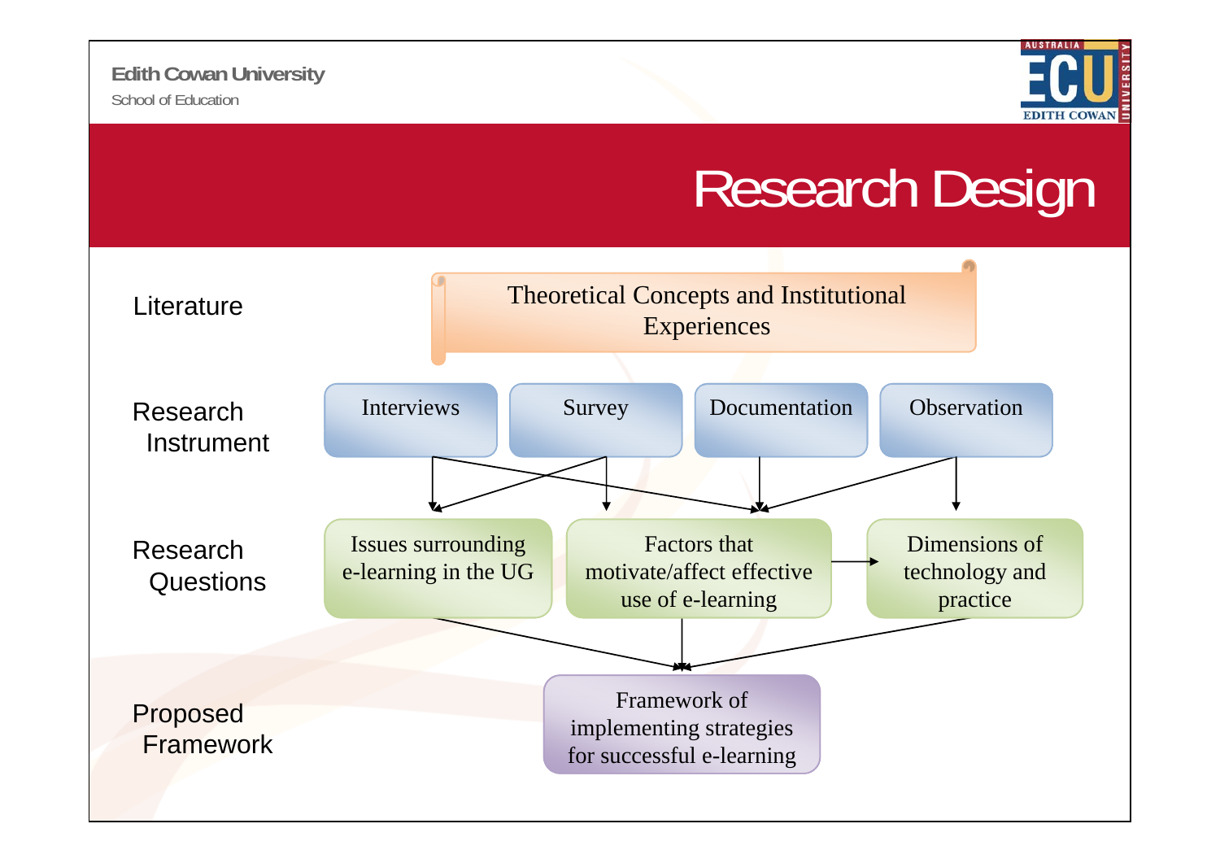# Research Design

**Literature**

- Theoretical Concepts and Institutional Experiences

**Research Instrument**

- Interviews
- Survey
- Documentation
- Observation

**Research Questions**

- Issues surrounding e-learning in the UG
- Factors that motivate/affect effective use of e-learning
- Dimensions of technology and practice

**Proposed Framework**

- Framework of implementing strategies for successful e-learning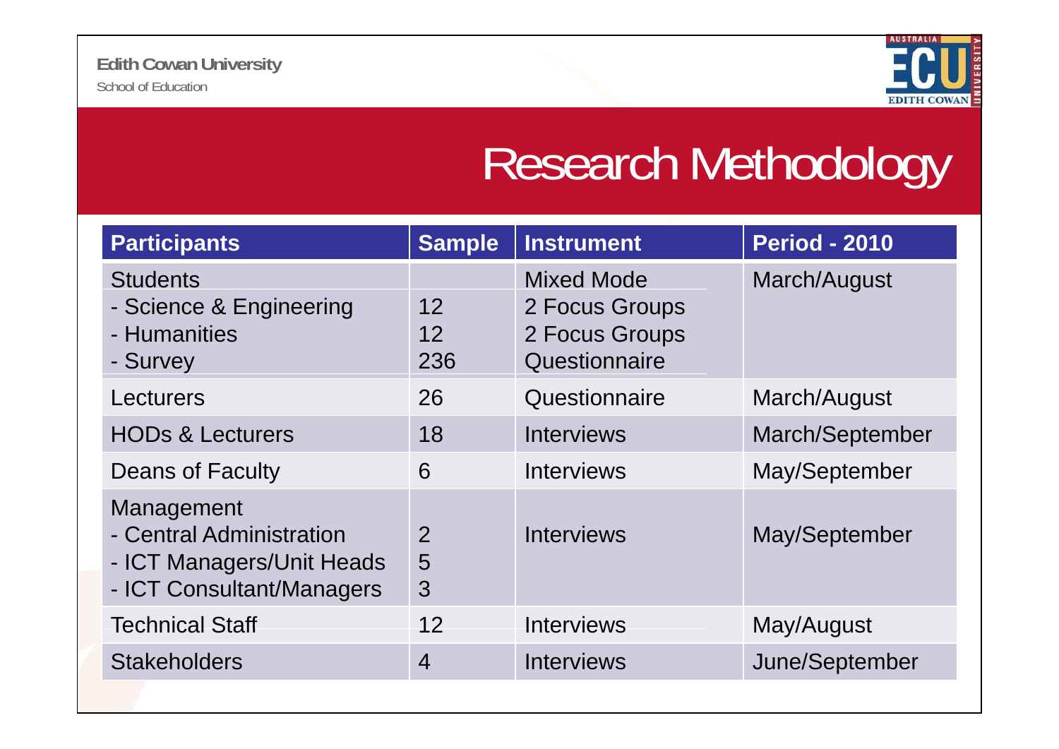# Research Methodology

| Participants | Sample | Instrument | Period - 2010 |
| --- | --- | --- | --- |
| Students<br>- Science & Engineering<br>- Humanities<br>- Survey | <br>12<br>12<br>236 | Mixed Mode<br>2 Focus Groups<br>2 Focus Groups<br>Questionnaire | March/August |
| Lecturers | 26 | Questionnaire | March/August |
| HODs & Lecturers | 18 | Interviews | March/September |
| Deans of Faculty | 6 | Interviews | May/September |
| Management<br>- Central Administration<br>- ICT Managers/Unit Heads<br>- ICT Consultant/Managers | <br>2<br>5<br>3 | Interviews | May/September |
| Technical Staff | 12 | Interviews | May/August |
| Stakeholders | 4 | Interviews | June/September |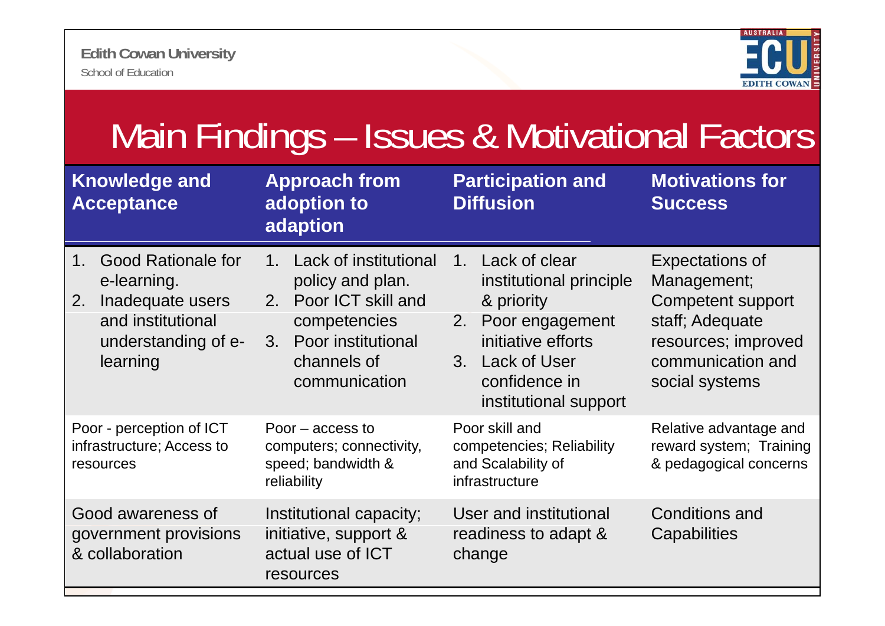# Main Findings – Issues & Motivational Factors

| Knowledge and Acceptance | Approach from adoption to adaption | Participation and Diffusion | Motivations for Success |
|---|---|---|---|
| 1. Good Rationale for e-learning. 2. Inadequate users and institutional understanding of e-learning | 1. Lack of institutional policy and plan. 2. Poor ICT skill and competencies 3. Poor institutional channels of communication | 1. Lack of clear institutional principle & priority 2. Poor engagement initiative efforts 3. Lack of User confidence in institutional support | Expectations of Management; Competent support staff; Adequate resources; improved communication and social systems |
| Poor - perception of ICT infrastructure; Access to resources | Poor – access to computers; connectivity, speed; bandwidth & reliability | Poor skill and competencies; Reliability and Scalability of infrastructure | Relative advantage and reward system; Training & pedagogical concerns |
| Good awareness of government provisions & collaboration | Institutional capacity; initiative, support & actual use of ICT resources | User and institutional readiness to adapt & change | Conditions and Capabilities |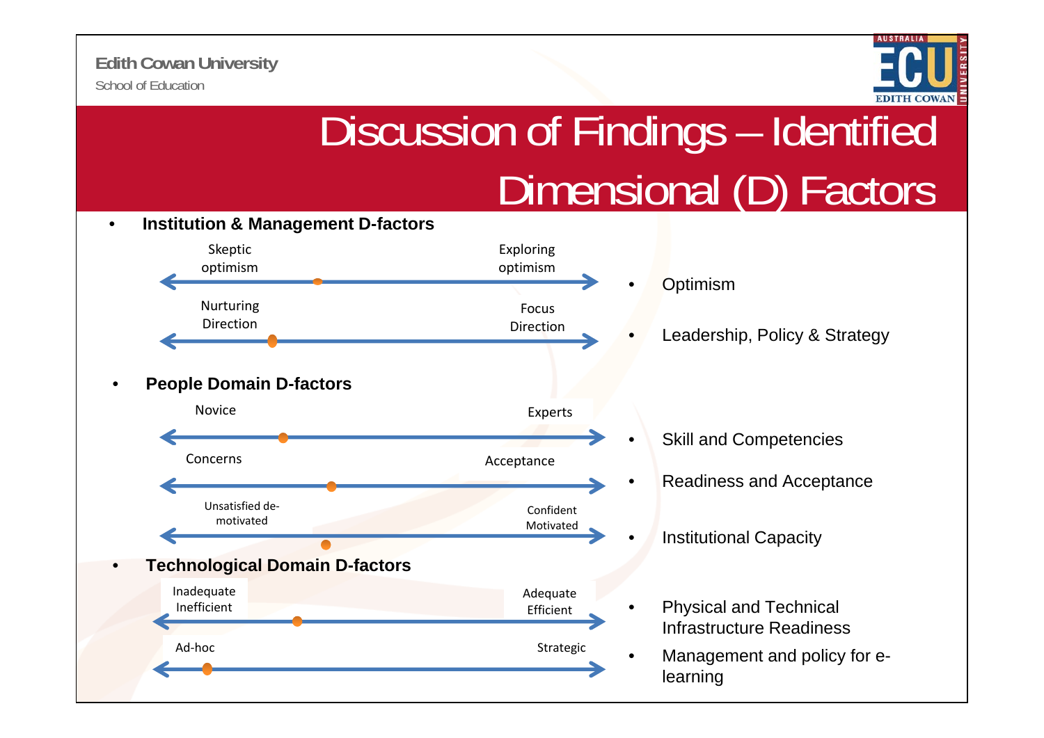# Discussion of Findings – Identified Dimensional (D) Factors

- **Institution & Management D-factors**

| Left pole | Right pole | Factor |
| --- | --- | --- |
| Skeptic optimism | Exploring optimism | Optimism |
| Nurturing Direction | Focus Direction | Leadership, Policy & Strategy |

- **People Domain D-factors**

| Left pole | Right pole | Factor |
| --- | --- | --- |
| Novice | Experts | Skill and Competencies |
| Concerns | Acceptance | Readiness and Acceptance |
| Unsatisfied de-motivated | Confident Motivated | Institutional Capacity |

- **Technological Domain D-factors**

| Left pole | Right pole | Factor |
| --- | --- | --- |
| Inadequate Inefficient | Adequate Efficient | Physical and Technical Infrastructure Readiness |
| Ad-hoc | Strategic | Management and policy for e-learning |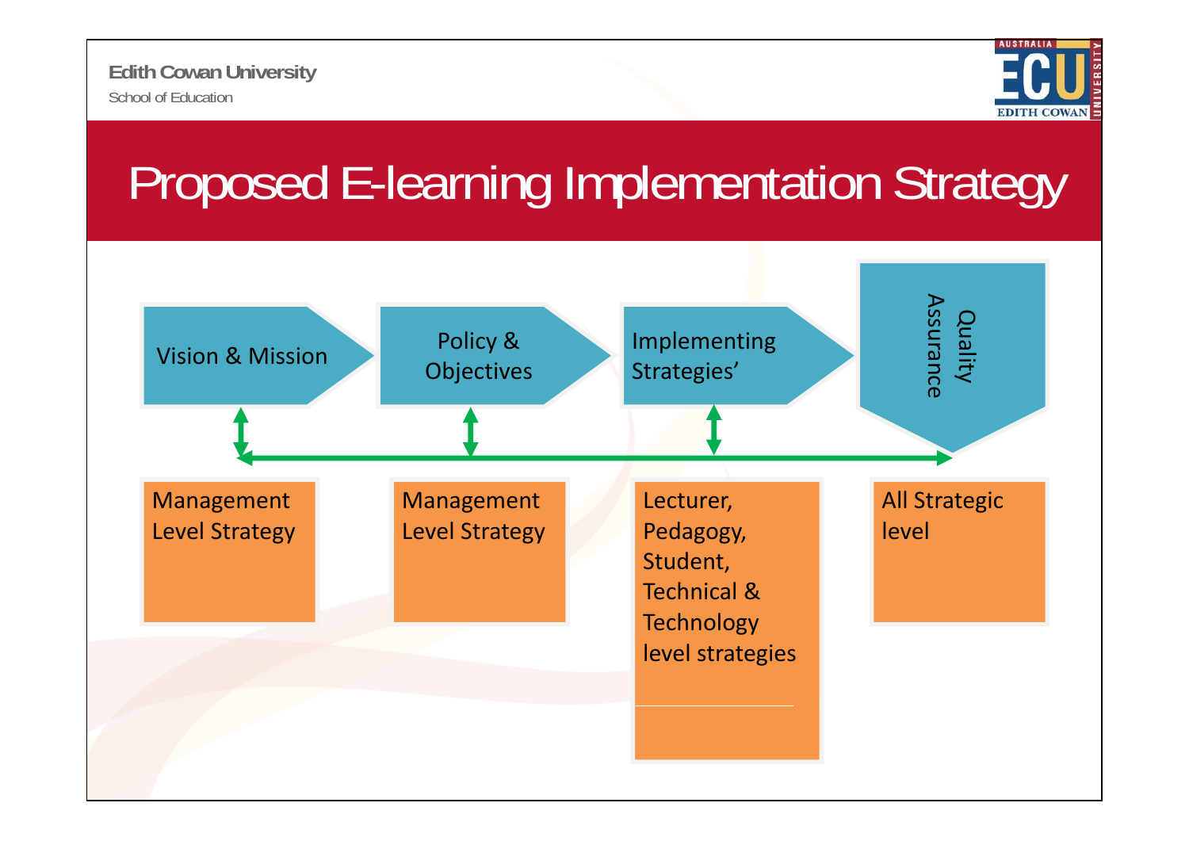Edith Cowan University

School of Education

# Proposed E-learning Implementation Strategy

Vision & Mission

Policy & Objectives

Implementing Strategies'

Quality Assurance

Management Level Strategy

Management Level Strategy

Lecturer, Pedagogy, Student, Technical & Technology level strategies

All Strategic level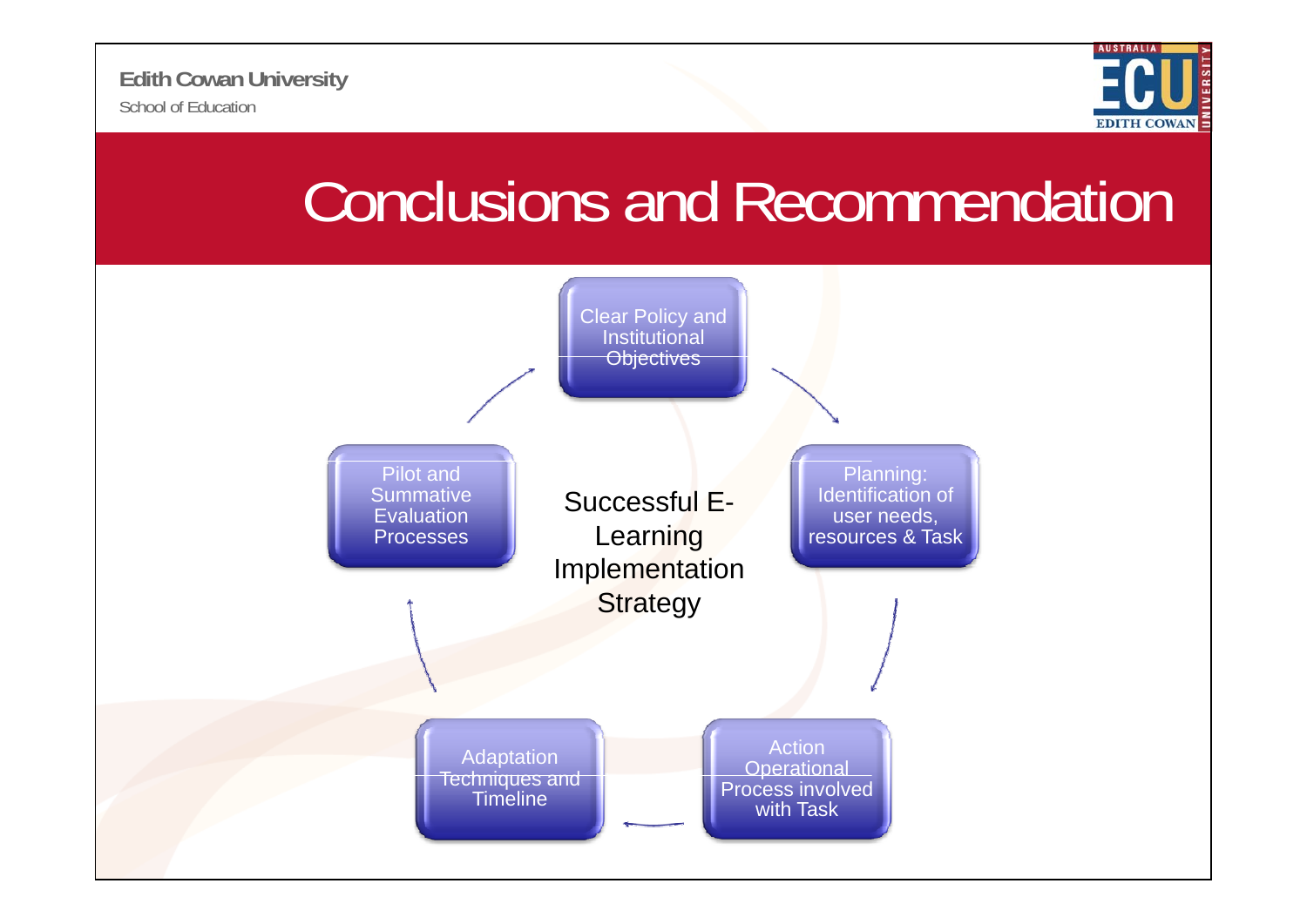# Conclusions and Recommendation

**Successful E-Learning Implementation Strategy**

- Clear Policy and Institutional Objectives
- Planning: Identification of user needs, resources & Task
- Action Operational Process involved with Task
- Adaptation Techniques and Timeline
- Pilot and Summative Evaluation Processes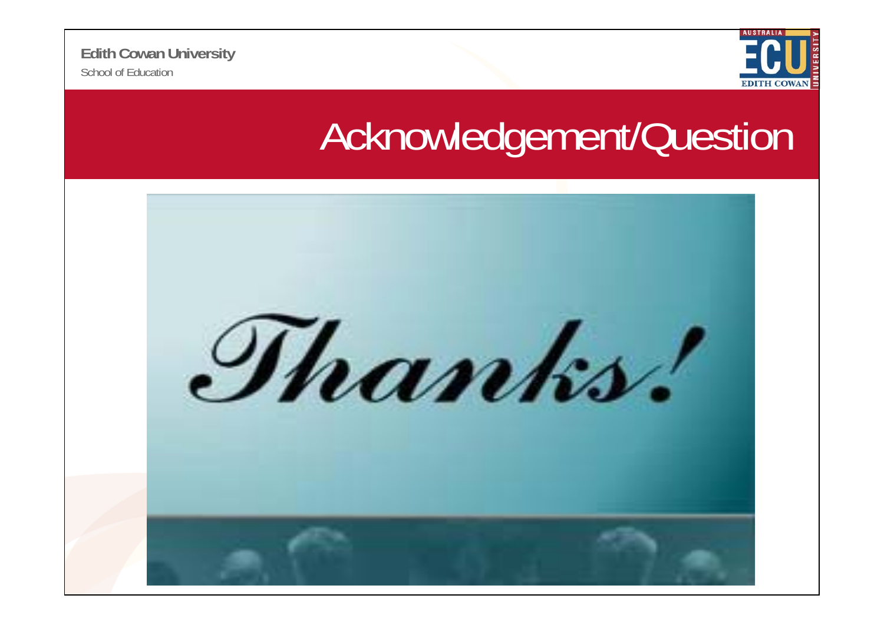# Acknowledgement/Question

Thanks!